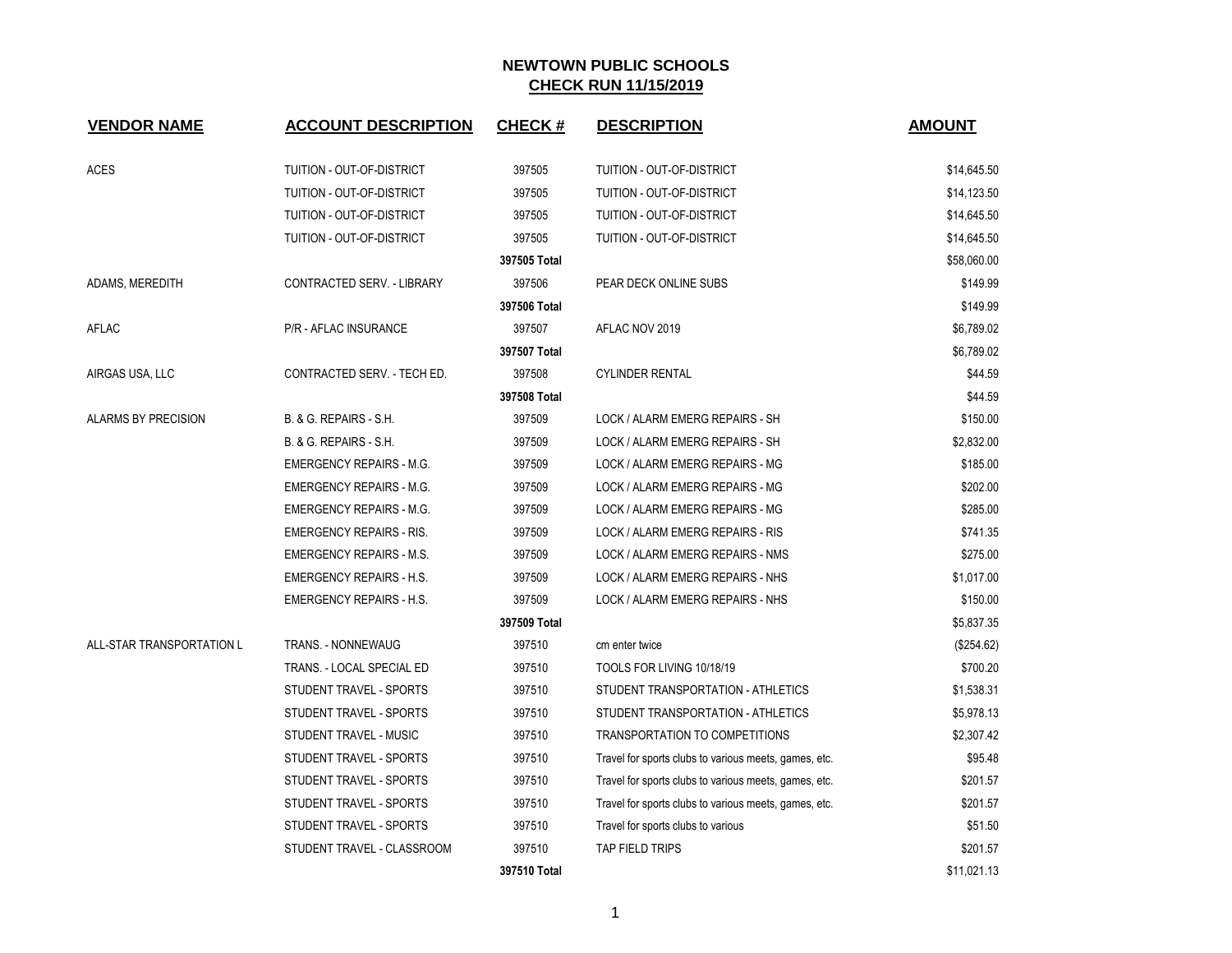# NEWTOWN PUBLIC SCHOOLS

## CHECK RUN 11/15/2019

| VENDOR NAME | ACCOUNT DESCRIPTION | CHECK # | DESCRIPTION | AMOUNT |
|---|---|---|---|---|
| ACES | TUITION - OUT-OF-DISTRICT | 397505 | TUITION - OUT-OF-DISTRICT | $14,645.50 |
| | TUITION - OUT-OF-DISTRICT | 397505 | TUITION - OUT-OF-DISTRICT | $14,123.50 |
| | TUITION - OUT-OF-DISTRICT | 397505 | TUITION - OUT-OF-DISTRICT | $14,645.50 |
| | TUITION - OUT-OF-DISTRICT | 397505 | TUITION - OUT-OF-DISTRICT | $14,645.50 |
| | | **397505 Total** | | $58,060.00 |
| ADAMS, MEREDITH | CONTRACTED SERV. - LIBRARY | 397506 | PEAR DECK ONLINE SUBS | $149.99 |
| | | **397506 Total** | | $149.99 |
| AFLAC | P/R - AFLAC INSURANCE | 397507 | AFLAC NOV 2019 | $6,789.02 |
| | | **397507 Total** | | $6,789.02 |
| AIRGAS USA, LLC | CONTRACTED SERV. - TECH ED. | 397508 | CYLINDER RENTAL | $44.59 |
| | | **397508 Total** | | $44.59 |
| ALARMS BY PRECISION | B. & G. REPAIRS - S.H. | 397509 | LOCK / ALARM EMERG REPAIRS - SH | $150.00 |
| | B. & G. REPAIRS - S.H. | 397509 | LOCK / ALARM EMERG REPAIRS - SH | $2,832.00 |
| | EMERGENCY REPAIRS - M.G. | 397509 | LOCK / ALARM EMERG REPAIRS - MG | $185.00 |
| | EMERGENCY REPAIRS - M.G. | 397509 | LOCK / ALARM EMERG REPAIRS - MG | $202.00 |
| | EMERGENCY REPAIRS - M.G. | 397509 | LOCK / ALARM EMERG REPAIRS - MG | $285.00 |
| | EMERGENCY REPAIRS - RIS. | 397509 | LOCK / ALARM EMERG REPAIRS - RIS | $741.35 |
| | EMERGENCY REPAIRS - M.S. | 397509 | LOCK / ALARM EMERG REPAIRS - NMS | $275.00 |
| | EMERGENCY REPAIRS - H.S. | 397509 | LOCK / ALARM EMERG REPAIRS - NHS | $1,017.00 |
| | EMERGENCY REPAIRS - H.S. | 397509 | LOCK / ALARM EMERG REPAIRS - NHS | $150.00 |
| | | **397509 Total** | | $5,837.35 |
| ALL-STAR TRANSPORTATION L | TRANS. - NONNEWAUG | 397510 | cm enter twice | ($254.62) |
| | TRANS. - LOCAL SPECIAL ED | 397510 | TOOLS FOR LIVING 10/18/19 | $700.20 |
| | STUDENT TRAVEL - SPORTS | 397510 | STUDENT TRANSPORTATION - ATHLETICS | $1,538.31 |
| | STUDENT TRAVEL - SPORTS | 397510 | STUDENT TRANSPORTATION - ATHLETICS | $5,978.13 |
| | STUDENT TRAVEL - MUSIC | 397510 | TRANSPORTATION TO COMPETITIONS | $2,307.42 |
| | STUDENT TRAVEL - SPORTS | 397510 | Travel for sports clubs to various meets, games, etc. | $95.48 |
| | STUDENT TRAVEL - SPORTS | 397510 | Travel for sports clubs to various meets, games, etc. | $201.57 |
| | STUDENT TRAVEL - SPORTS | 397510 | Travel for sports clubs to various meets, games, etc. | $201.57 |
| | STUDENT TRAVEL - SPORTS | 397510 | Travel for sports clubs to various | $51.50 |
| | STUDENT TRAVEL - CLASSROOM | 397510 | TAP FIELD TRIPS | $201.57 |
| | | **397510 Total** | | $11,021.13 |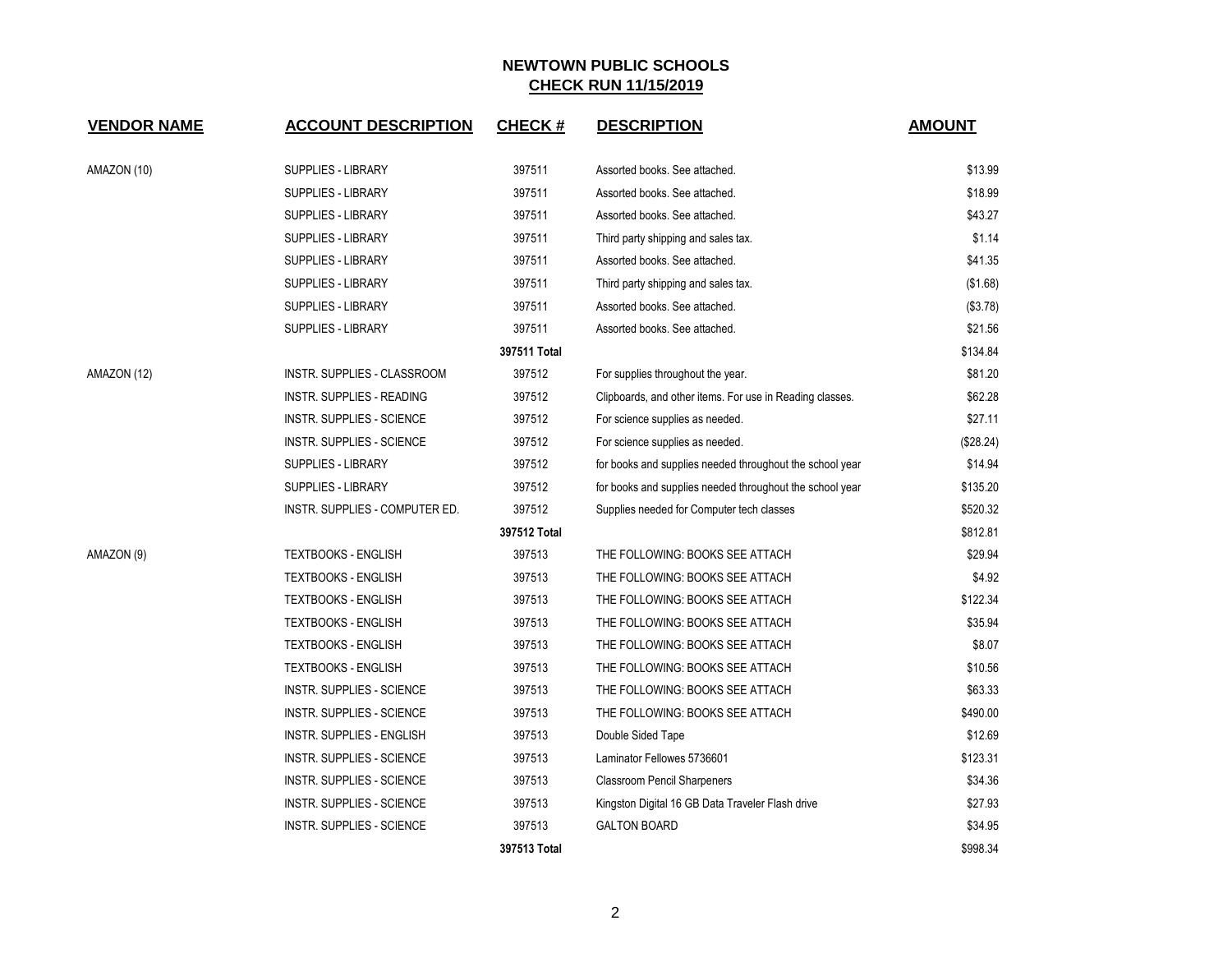# NEWTOWN PUBLIC SCHOOLS

## CHECK RUN 11/15/2019

| VENDOR NAME | ACCOUNT DESCRIPTION | CHECK # | DESCRIPTION | AMOUNT |
|---|---|---|---|---|
| AMAZON (10) | SUPPLIES - LIBRARY | 397511 | Assorted books. See attached. | $13.99 |
| | SUPPLIES - LIBRARY | 397511 | Assorted books. See attached. | $18.99 |
| | SUPPLIES - LIBRARY | 397511 | Assorted books. See attached. | $43.27 |
| | SUPPLIES - LIBRARY | 397511 | Third party shipping and sales tax. | $1.14 |
| | SUPPLIES - LIBRARY | 397511 | Assorted books. See attached. | $41.35 |
| | SUPPLIES - LIBRARY | 397511 | Third party shipping and sales tax. | ($1.68) |
| | SUPPLIES - LIBRARY | 397511 | Assorted books. See attached. | ($3.78) |
| | SUPPLIES - LIBRARY | 397511 | Assorted books. See attached. | $21.56 |
| | | **397511 Total** | | $134.84 |
| AMAZON (12) | INSTR. SUPPLIES - CLASSROOM | 397512 | For supplies throughout the year. | $81.20 |
| | INSTR. SUPPLIES - READING | 397512 | Clipboards, and other items. For use in Reading classes. | $62.28 |
| | INSTR. SUPPLIES - SCIENCE | 397512 | For science supplies as needed. | $27.11 |
| | INSTR. SUPPLIES - SCIENCE | 397512 | For science supplies as needed. | ($28.24) |
| | SUPPLIES - LIBRARY | 397512 | for books and supplies needed throughout the school year | $14.94 |
| | SUPPLIES - LIBRARY | 397512 | for books and supplies needed throughout the school year | $135.20 |
| | INSTR. SUPPLIES - COMPUTER ED. | 397512 | Supplies needed for Computer tech classes | $520.32 |
| | | **397512 Total** | | $812.81 |
| AMAZON (9) | TEXTBOOKS - ENGLISH | 397513 | THE FOLLOWING: BOOKS SEE ATTACH | $29.94 |
| | TEXTBOOKS - ENGLISH | 397513 | THE FOLLOWING: BOOKS SEE ATTACH | $4.92 |
| | TEXTBOOKS - ENGLISH | 397513 | THE FOLLOWING: BOOKS SEE ATTACH | $122.34 |
| | TEXTBOOKS - ENGLISH | 397513 | THE FOLLOWING: BOOKS SEE ATTACH | $35.94 |
| | TEXTBOOKS - ENGLISH | 397513 | THE FOLLOWING: BOOKS SEE ATTACH | $8.07 |
| | TEXTBOOKS - ENGLISH | 397513 | THE FOLLOWING: BOOKS SEE ATTACH | $10.56 |
| | INSTR. SUPPLIES - SCIENCE | 397513 | THE FOLLOWING: BOOKS SEE ATTACH | $63.33 |
| | INSTR. SUPPLIES - SCIENCE | 397513 | THE FOLLOWING: BOOKS SEE ATTACH | $490.00 |
| | INSTR. SUPPLIES - ENGLISH | 397513 | Double Sided Tape | $12.69 |
| | INSTR. SUPPLIES - SCIENCE | 397513 | Laminator Fellowes 5736601 | $123.31 |
| | INSTR. SUPPLIES - SCIENCE | 397513 | Classroom Pencil Sharpeners | $34.36 |
| | INSTR. SUPPLIES - SCIENCE | 397513 | Kingston Digital 16 GB Data Traveler Flash drive | $27.93 |
| | INSTR. SUPPLIES - SCIENCE | 397513 | GALTON BOARD | $34.95 |
| | | **397513 Total** | | $998.34 |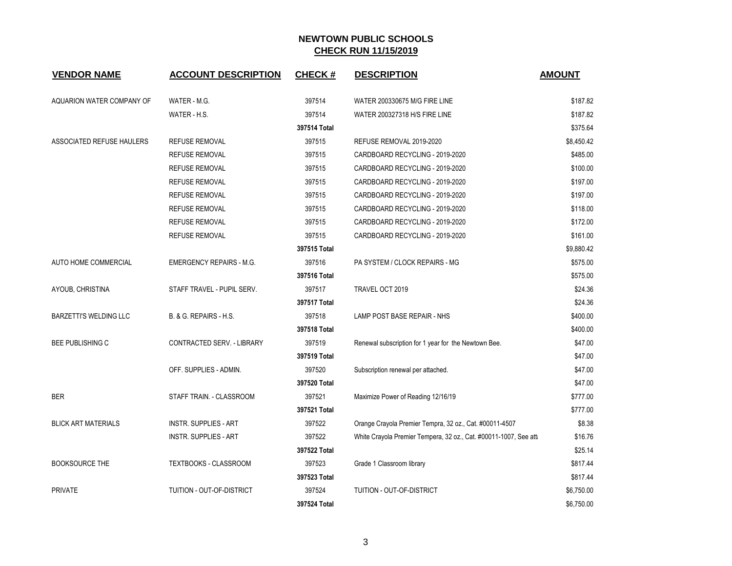## NEWTOWN PUBLIC SCHOOLS
## CHECK RUN 11/15/2019

| VENDOR NAME | ACCOUNT DESCRIPTION | CHECK # | DESCRIPTION | AMOUNT |
|---|---|---|---|---|
| AQUARION WATER COMPANY OF | WATER - M.G. | 397514 | WATER 200330675 M/G FIRE LINE | $187.82 |
| | WATER - H.S. | 397514 | WATER 200327318 H/S FIRE LINE | $187.82 |
| | | **397514 Total** | | $375.64 |
| ASSOCIATED REFUSE HAULERS | REFUSE REMOVAL | 397515 | REFUSE REMOVAL 2019-2020 | $8,450.42 |
| | REFUSE REMOVAL | 397515 | CARDBOARD RECYCLING - 2019-2020 | $485.00 |
| | REFUSE REMOVAL | 397515 | CARDBOARD RECYCLING - 2019-2020 | $100.00 |
| | REFUSE REMOVAL | 397515 | CARDBOARD RECYCLING - 2019-2020 | $197.00 |
| | REFUSE REMOVAL | 397515 | CARDBOARD RECYCLING - 2019-2020 | $197.00 |
| | REFUSE REMOVAL | 397515 | CARDBOARD RECYCLING - 2019-2020 | $118.00 |
| | REFUSE REMOVAL | 397515 | CARDBOARD RECYCLING - 2019-2020 | $172.00 |
| | REFUSE REMOVAL | 397515 | CARDBOARD RECYCLING - 2019-2020 | $161.00 |
| | | **397515 Total** | | $9,880.42 |
| AUTO HOME COMMERCIAL | EMERGENCY REPAIRS - M.G. | 397516 | PA SYSTEM / CLOCK REPAIRS - MG | $575.00 |
| | | **397516 Total** | | $575.00 |
| AYOUB, CHRISTINA | STAFF TRAVEL - PUPIL SERV. | 397517 | TRAVEL OCT 2019 | $24.36 |
| | | **397517 Total** | | $24.36 |
| BARZETTI'S WELDING LLC | B. & G. REPAIRS - H.S. | 397518 | LAMP POST BASE REPAIR - NHS | $400.00 |
| | | **397518 Total** | | $400.00 |
| BEE PUBLISHING C | CONTRACTED SERV. - LIBRARY | 397519 | Renewal subscription for 1 year for the Newtown Bee. | $47.00 |
| | | **397519 Total** | | $47.00 |
| | OFF. SUPPLIES - ADMIN. | 397520 | Subscription renewal per attached. | $47.00 |
| | | **397520 Total** | | $47.00 |
| BER | STAFF TRAIN. - CLASSROOM | 397521 | Maximize Power of Reading 12/16/19 | $777.00 |
| | | **397521 Total** | | $777.00 |
| BLICK ART MATERIALS | INSTR. SUPPLIES - ART | 397522 | Orange Crayola Premier Tempra, 32 oz., Cat. #00011-4507 | $8.38 |
| | INSTR. SUPPLIES - ART | 397522 | White Crayola Premier Tempera, 32 oz., Cat. #00011-1007, See att | $16.76 |
| | | **397522 Total** | | $25.14 |
| BOOKSOURCE THE | TEXTBOOKS - CLASSROOM | 397523 | Grade 1 Classroom library | $817.44 |
| | | **397523 Total** | | $817.44 |
| PRIVATE | TUITION - OUT-OF-DISTRICT | 397524 | TUITION - OUT-OF-DISTRICT | $6,750.00 |
| | | **397524 Total** | | $6,750.00 |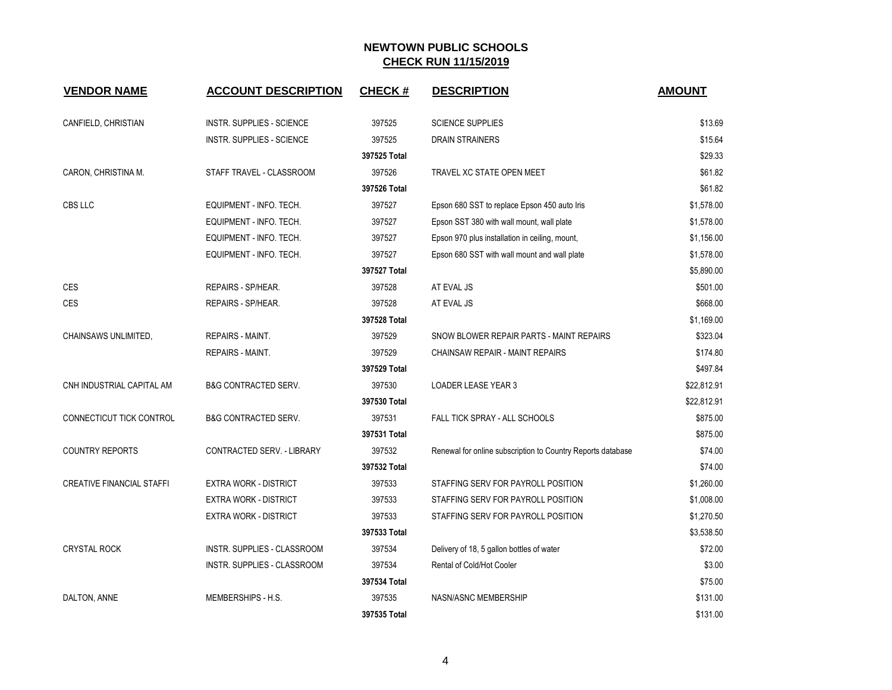# NEWTOWN PUBLIC SCHOOLS

## CHECK RUN 11/15/2019

| VENDOR NAME | ACCOUNT DESCRIPTION | CHECK # | DESCRIPTION | AMOUNT |
|---|---|---|---|---|
| CANFIELD, CHRISTIAN | INSTR. SUPPLIES - SCIENCE | 397525 | SCIENCE SUPPLIES | $13.69 |
| | INSTR. SUPPLIES - SCIENCE | 397525 | DRAIN STRAINERS | $15.64 |
| | | **397525 Total** | | $29.33 |
| CARON, CHRISTINA M. | STAFF TRAVEL - CLASSROOM | 397526 | TRAVEL XC STATE OPEN MEET | $61.82 |
| | | **397526 Total** | | $61.82 |
| CBS LLC | EQUIPMENT - INFO. TECH. | 397527 | Epson 680 SST to replace Epson 450 auto Iris | $1,578.00 |
| | EQUIPMENT - INFO. TECH. | 397527 | Epson SST 380 with wall mount, wall plate | $1,578.00 |
| | EQUIPMENT - INFO. TECH. | 397527 | Epson 970 plus installation in ceiling, mount, | $1,156.00 |
| | EQUIPMENT - INFO. TECH. | 397527 | Epson 680 SST with wall mount and wall plate | $1,578.00 |
| | | **397527 Total** | | $5,890.00 |
| CES | REPAIRS - SP/HEAR. | 397528 | AT EVAL JS | $501.00 |
| CES | REPAIRS - SP/HEAR. | 397528 | AT EVAL JS | $668.00 |
| | | **397528 Total** | | $1,169.00 |
| CHAINSAWS UNLIMITED, | REPAIRS - MAINT. | 397529 | SNOW BLOWER REPAIR PARTS - MAINT REPAIRS | $323.04 |
| | REPAIRS - MAINT. | 397529 | CHAINSAW REPAIR - MAINT REPAIRS | $174.80 |
| | | **397529 Total** | | $497.84 |
| CNH INDUSTRIAL CAPITAL AM | B&G CONTRACTED SERV. | 397530 | LOADER LEASE YEAR 3 | $22,812.91 |
| | | **397530 Total** | | $22,812.91 |
| CONNECTICUT TICK CONTROL | B&G CONTRACTED SERV. | 397531 | FALL TICK SPRAY - ALL SCHOOLS | $875.00 |
| | | **397531 Total** | | $875.00 |
| COUNTRY REPORTS | CONTRACTED SERV. - LIBRARY | 397532 | Renewal for online subscription to Country Reports database | $74.00 |
| | | **397532 Total** | | $74.00 |
| CREATIVE FINANCIAL STAFFI | EXTRA WORK - DISTRICT | 397533 | STAFFING SERV FOR PAYROLL POSITION | $1,260.00 |
| | EXTRA WORK - DISTRICT | 397533 | STAFFING SERV FOR PAYROLL POSITION | $1,008.00 |
| | EXTRA WORK - DISTRICT | 397533 | STAFFING SERV FOR PAYROLL POSITION | $1,270.50 |
| | | **397533 Total** | | $3,538.50 |
| CRYSTAL ROCK | INSTR. SUPPLIES - CLASSROOM | 397534 | Delivery of 18, 5 gallon bottles of water | $72.00 |
| | INSTR. SUPPLIES - CLASSROOM | 397534 | Rental of Cold/Hot Cooler | $3.00 |
| | | **397534 Total** | | $75.00 |
| DALTON, ANNE | MEMBERSHIPS - H.S. | 397535 | NASN/ASNC MEMBERSHIP | $131.00 |
| | | **397535 Total** | | $131.00 |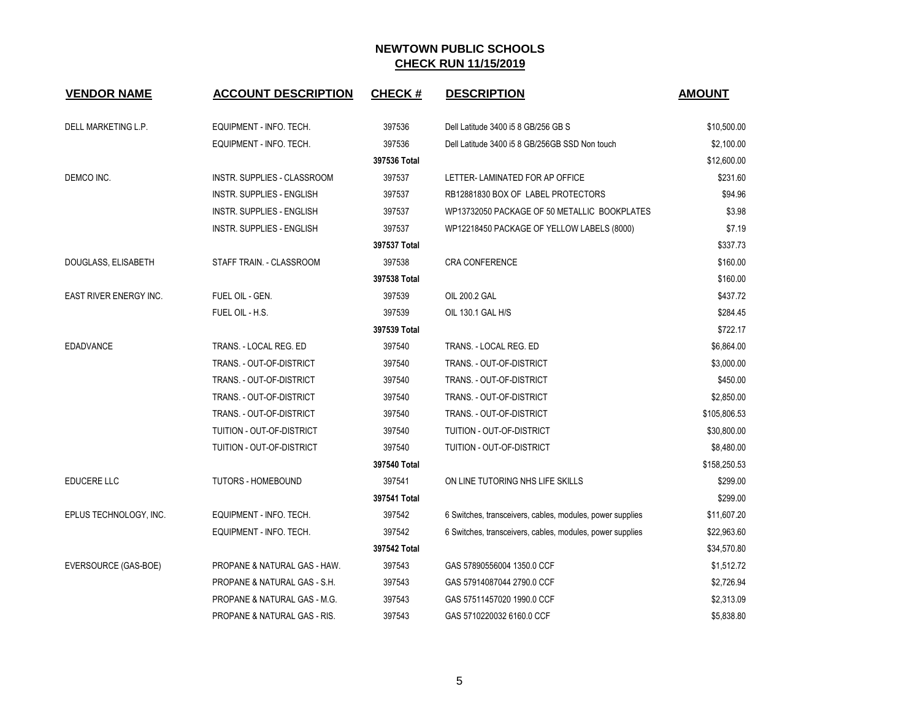## NEWTOWN PUBLIC SCHOOLS
## CHECK RUN 11/15/2019

| VENDOR NAME | ACCOUNT DESCRIPTION | CHECK # | DESCRIPTION | AMOUNT |
|---|---|---|---|---|
| DELL MARKETING L.P. | EQUIPMENT - INFO. TECH. | 397536 | Dell Latitude 3400 i5 8 GB/256 GB S | $10,500.00 |
| | EQUIPMENT - INFO. TECH. | 397536 | Dell Latitude 3400 i5 8 GB/256GB SSD Non touch | $2,100.00 |
| | | **397536 Total** | | $12,600.00 |
| DEMCO INC. | INSTR. SUPPLIES - CLASSROOM | 397537 | LETTER- LAMINATED FOR AP OFFICE | $231.60 |
| | INSTR. SUPPLIES - ENGLISH | 397537 | RB12881830 BOX OF LABEL PROTECTORS | $94.96 |
| | INSTR. SUPPLIES - ENGLISH | 397537 | WP13732050 PACKAGE OF 50 METALLIC BOOKPLATES | $3.98 |
| | INSTR. SUPPLIES - ENGLISH | 397537 | WP12218450 PACKAGE OF YELLOW LABELS (8000) | $7.19 |
| | | **397537 Total** | | $337.73 |
| DOUGLASS, ELISABETH | STAFF TRAIN. - CLASSROOM | 397538 | CRA CONFERENCE | $160.00 |
| | | **397538 Total** | | $160.00 |
| EAST RIVER ENERGY INC. | FUEL OIL - GEN. | 397539 | OIL 200.2 GAL | $437.72 |
| | FUEL OIL - H.S. | 397539 | OIL 130.1 GAL H/S | $284.45 |
| | | **397539 Total** | | $722.17 |
| EDADVANCE | TRANS. - LOCAL REG. ED | 397540 | TRANS. - LOCAL REG. ED | $6,864.00 |
| | TRANS. - OUT-OF-DISTRICT | 397540 | TRANS. - OUT-OF-DISTRICT | $3,000.00 |
| | TRANS. - OUT-OF-DISTRICT | 397540 | TRANS. - OUT-OF-DISTRICT | $450.00 |
| | TRANS. - OUT-OF-DISTRICT | 397540 | TRANS. - OUT-OF-DISTRICT | $2,850.00 |
| | TRANS. - OUT-OF-DISTRICT | 397540 | TRANS. - OUT-OF-DISTRICT | $105,806.53 |
| | TUITION - OUT-OF-DISTRICT | 397540 | TUITION - OUT-OF-DISTRICT | $30,800.00 |
| | TUITION - OUT-OF-DISTRICT | 397540 | TUITION - OUT-OF-DISTRICT | $8,480.00 |
| | | **397540 Total** | | $158,250.53 |
| EDUCERE LLC | TUTORS - HOMEBOUND | 397541 | ON LINE TUTORING NHS LIFE SKILLS | $299.00 |
| | | **397541 Total** | | $299.00 |
| EPLUS TECHNOLOGY, INC. | EQUIPMENT - INFO. TECH. | 397542 | 6 Switches, transceivers, cables, modules, power supplies | $11,607.20 |
| | EQUIPMENT - INFO. TECH. | 397542 | 6 Switches, transceivers, cables, modules, power supplies | $22,963.60 |
| | | **397542 Total** | | $34,570.80 |
| EVERSOURCE (GAS-BOE) | PROPANE & NATURAL GAS - HAW. | 397543 | GAS 57890556004 1350.0 CCF | $1,512.72 |
| | PROPANE & NATURAL GAS - S.H. | 397543 | GAS 57914087044 2790.0 CCF | $2,726.94 |
| | PROPANE & NATURAL GAS - M.G. | 397543 | GAS 57511457020 1990.0 CCF | $2,313.09 |
| | PROPANE & NATURAL GAS - RIS. | 397543 | GAS 5710220032 6160.0 CCF | $5,838.80 |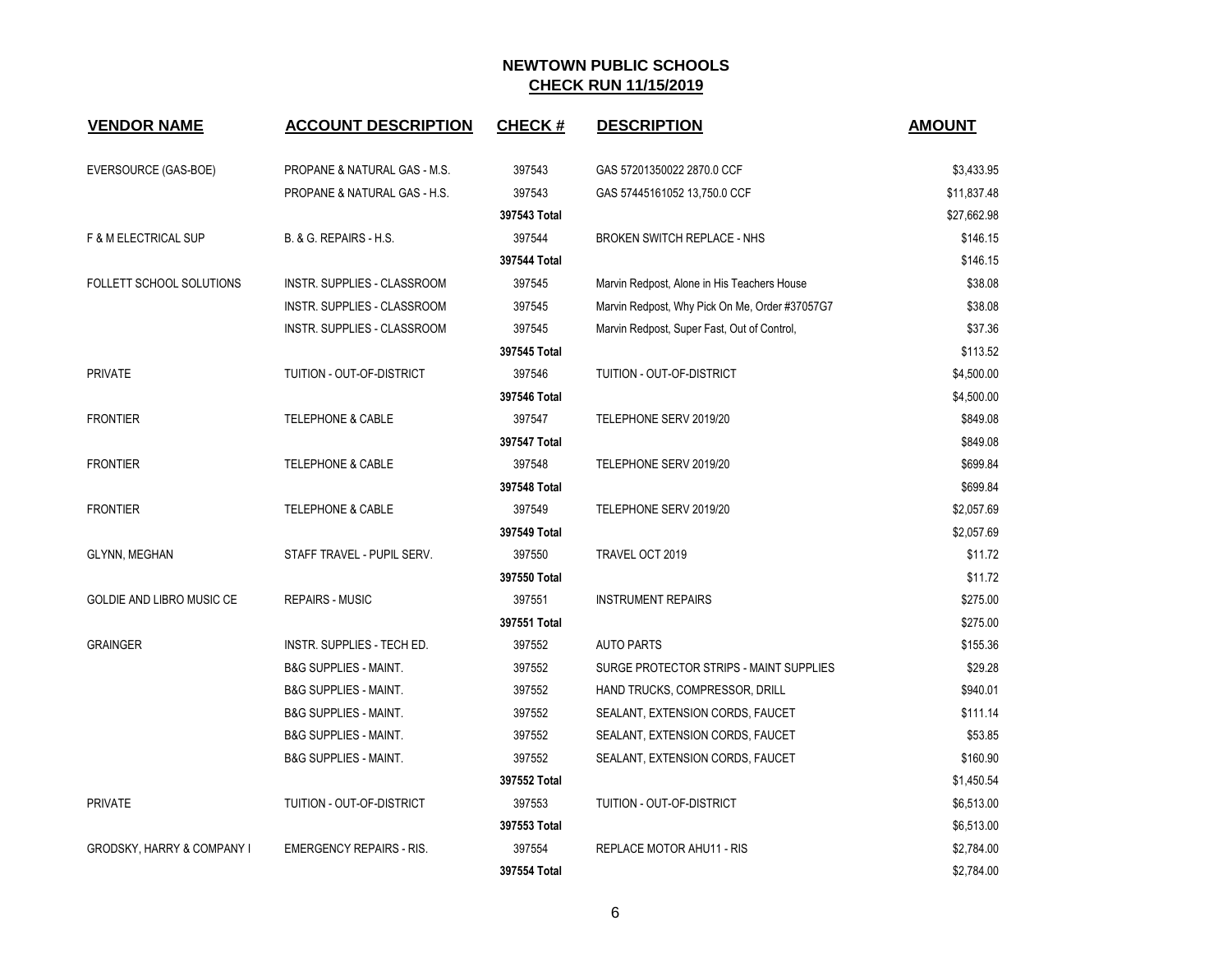# NEWTOWN PUBLIC SCHOOLS

## CHECK RUN 11/15/2019

| VENDOR NAME | ACCOUNT DESCRIPTION | CHECK # | DESCRIPTION | AMOUNT |
|---|---|---|---|---|
| EVERSOURCE (GAS-BOE) | PROPANE & NATURAL GAS - M.S. | 397543 | GAS 57201350022 2870.0 CCF | $3,433.95 |
| | PROPANE & NATURAL GAS - H.S. | 397543 | GAS 57445161052 13,750.0 CCF | $11,837.48 |
| | | **397543 Total** | | $27,662.98 |
| F & M ELECTRICAL SUP | B. & G. REPAIRS - H.S. | 397544 | BROKEN SWITCH REPLACE - NHS | $146.15 |
| | | **397544 Total** | | $146.15 |
| FOLLETT SCHOOL SOLUTIONS | INSTR. SUPPLIES - CLASSROOM | 397545 | Marvin Redpost, Alone in His Teachers House | $38.08 |
| | INSTR. SUPPLIES - CLASSROOM | 397545 | Marvin Redpost, Why Pick On Me, Order #37057G7 | $38.08 |
| | INSTR. SUPPLIES - CLASSROOM | 397545 | Marvin Redpost, Super Fast, Out of Control, | $37.36 |
| | | **397545 Total** | | $113.52 |
| PRIVATE | TUITION - OUT-OF-DISTRICT | 397546 | TUITION - OUT-OF-DISTRICT | $4,500.00 |
| | | **397546 Total** | | $4,500.00 |
| FRONTIER | TELEPHONE & CABLE | 397547 | TELEPHONE SERV 2019/20 | $849.08 |
| | | **397547 Total** | | $849.08 |
| FRONTIER | TELEPHONE & CABLE | 397548 | TELEPHONE SERV 2019/20 | $699.84 |
| | | **397548 Total** | | $699.84 |
| FRONTIER | TELEPHONE & CABLE | 397549 | TELEPHONE SERV 2019/20 | $2,057.69 |
| | | **397549 Total** | | $2,057.69 |
| GLYNN, MEGHAN | STAFF TRAVEL - PUPIL SERV. | 397550 | TRAVEL OCT 2019 | $11.72 |
| | | **397550 Total** | | $11.72 |
| GOLDIE AND LIBRO MUSIC CE | REPAIRS - MUSIC | 397551 | INSTRUMENT REPAIRS | $275.00 |
| | | **397551 Total** | | $275.00 |
| GRAINGER | INSTR. SUPPLIES - TECH ED. | 397552 | AUTO PARTS | $155.36 |
| | B&G SUPPLIES - MAINT. | 397552 | SURGE PROTECTOR STRIPS - MAINT SUPPLIES | $29.28 |
| | B&G SUPPLIES - MAINT. | 397552 | HAND TRUCKS, COMPRESSOR, DRILL | $940.01 |
| | B&G SUPPLIES - MAINT. | 397552 | SEALANT, EXTENSION CORDS, FAUCET | $111.14 |
| | B&G SUPPLIES - MAINT. | 397552 | SEALANT, EXTENSION CORDS, FAUCET | $53.85 |
| | B&G SUPPLIES - MAINT. | 397552 | SEALANT, EXTENSION CORDS, FAUCET | $160.90 |
| | | **397552 Total** | | $1,450.54 |
| PRIVATE | TUITION - OUT-OF-DISTRICT | 397553 | TUITION - OUT-OF-DISTRICT | $6,513.00 |
| | | **397553 Total** | | $6,513.00 |
| GRODSKY, HARRY & COMPANY I | EMERGENCY REPAIRS - RIS. | 397554 | REPLACE MOTOR AHU11 - RIS | $2,784.00 |
| | | **397554 Total** | | $2,784.00 |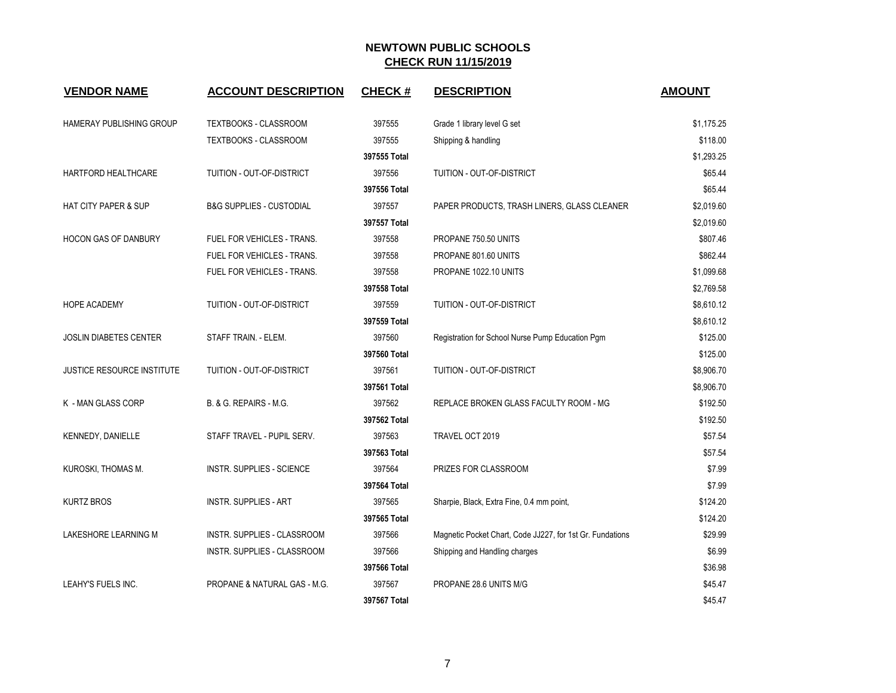# NEWTOWN PUBLIC SCHOOLS

## CHECK RUN 11/15/2019

| VENDOR NAME | ACCOUNT DESCRIPTION | CHECK # | DESCRIPTION | AMOUNT |
|---|---|---|---|---|
| HAMERAY PUBLISHING GROUP | TEXTBOOKS - CLASSROOM | 397555 | Grade 1 library level G set | $1,175.25 |
| | TEXTBOOKS - CLASSROOM | 397555 | Shipping & handling | $118.00 |
| | | **397555 Total** | | $1,293.25 |
| HARTFORD HEALTHCARE | TUITION - OUT-OF-DISTRICT | 397556 | TUITION - OUT-OF-DISTRICT | $65.44 |
| | | **397556 Total** | | $65.44 |
| HAT CITY PAPER & SUP | B&G SUPPLIES - CUSTODIAL | 397557 | PAPER PRODUCTS, TRASH LINERS, GLASS CLEANER | $2,019.60 |
| | | **397557 Total** | | $2,019.60 |
| HOCON GAS OF DANBURY | FUEL FOR VEHICLES - TRANS. | 397558 | PROPANE 750.50 UNITS | $807.46 |
| | FUEL FOR VEHICLES - TRANS. | 397558 | PROPANE 801.60 UNITS | $862.44 |
| | FUEL FOR VEHICLES - TRANS. | 397558 | PROPANE 1022.10 UNITS | $1,099.68 |
| | | **397558 Total** | | $2,769.58 |
| HOPE ACADEMY | TUITION - OUT-OF-DISTRICT | 397559 | TUITION - OUT-OF-DISTRICT | $8,610.12 |
| | | **397559 Total** | | $8,610.12 |
| JOSLIN DIABETES CENTER | STAFF TRAIN. - ELEM. | 397560 | Registration for School Nurse Pump Education Pgm | $125.00 |
| | | **397560 Total** | | $125.00 |
| JUSTICE RESOURCE INSTITUTE | TUITION - OUT-OF-DISTRICT | 397561 | TUITION - OUT-OF-DISTRICT | $8,906.70 |
| | | **397561 Total** | | $8,906.70 |
| K - MAN GLASS CORP | B. & G. REPAIRS - M.G. | 397562 | REPLACE BROKEN GLASS FACULTY ROOM - MG | $192.50 |
| | | **397562 Total** | | $192.50 |
| KENNEDY, DANIELLE | STAFF TRAVEL - PUPIL SERV. | 397563 | TRAVEL OCT 2019 | $57.54 |
| | | **397563 Total** | | $57.54 |
| KUROSKI, THOMAS M. | INSTR. SUPPLIES - SCIENCE | 397564 | PRIZES FOR CLASSROOM | $7.99 |
| | | **397564 Total** | | $7.99 |
| KURTZ BROS | INSTR. SUPPLIES - ART | 397565 | Sharpie, Black, Extra Fine, 0.4 mm point, | $124.20 |
| | | **397565 Total** | | $124.20 |
| LAKESHORE LEARNING M | INSTR. SUPPLIES - CLASSROOM | 397566 | Magnetic Pocket Chart, Code JJ227, for 1st Gr. Fundations | $29.99 |
| | INSTR. SUPPLIES - CLASSROOM | 397566 | Shipping and Handling charges | $6.99 |
| | | **397566 Total** | | $36.98 |
| LEAHY'S FUELS INC. | PROPANE & NATURAL GAS - M.G. | 397567 | PROPANE 28.6 UNITS M/G | $45.47 |
| | | **397567 Total** | | $45.47 |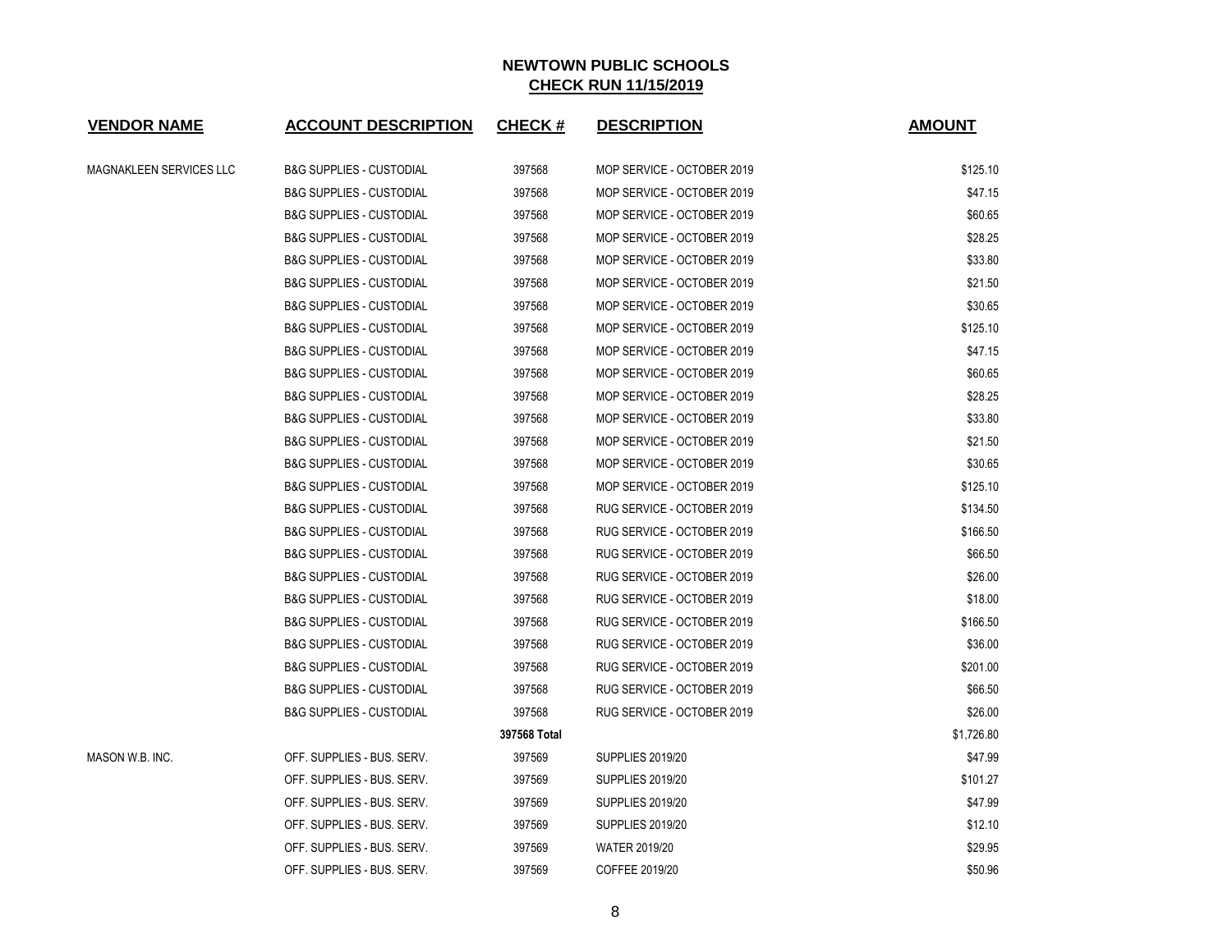**NEWTOWN PUBLIC SCHOOLS**
**CHECK RUN 11/15/2019**

| VENDOR NAME | ACCOUNT DESCRIPTION | CHECK # | DESCRIPTION | AMOUNT |
|---|---|---|---|---|
| MAGNAKLEEN SERVICES LLC | B&G SUPPLIES - CUSTODIAL | 397568 | MOP SERVICE - OCTOBER 2019 | $125.10 |
| | B&G SUPPLIES - CUSTODIAL | 397568 | MOP SERVICE - OCTOBER 2019 | $47.15 |
| | B&G SUPPLIES - CUSTODIAL | 397568 | MOP SERVICE - OCTOBER 2019 | $60.65 |
| | B&G SUPPLIES - CUSTODIAL | 397568 | MOP SERVICE - OCTOBER 2019 | $28.25 |
| | B&G SUPPLIES - CUSTODIAL | 397568 | MOP SERVICE - OCTOBER 2019 | $33.80 |
| | B&G SUPPLIES - CUSTODIAL | 397568 | MOP SERVICE - OCTOBER 2019 | $21.50 |
| | B&G SUPPLIES - CUSTODIAL | 397568 | MOP SERVICE - OCTOBER 2019 | $30.65 |
| | B&G SUPPLIES - CUSTODIAL | 397568 | MOP SERVICE - OCTOBER 2019 | $125.10 |
| | B&G SUPPLIES - CUSTODIAL | 397568 | MOP SERVICE - OCTOBER 2019 | $47.15 |
| | B&G SUPPLIES - CUSTODIAL | 397568 | MOP SERVICE - OCTOBER 2019 | $60.65 |
| | B&G SUPPLIES - CUSTODIAL | 397568 | MOP SERVICE - OCTOBER 2019 | $28.25 |
| | B&G SUPPLIES - CUSTODIAL | 397568 | MOP SERVICE - OCTOBER 2019 | $33.80 |
| | B&G SUPPLIES - CUSTODIAL | 397568 | MOP SERVICE - OCTOBER 2019 | $21.50 |
| | B&G SUPPLIES - CUSTODIAL | 397568 | MOP SERVICE - OCTOBER 2019 | $30.65 |
| | B&G SUPPLIES - CUSTODIAL | 397568 | MOP SERVICE - OCTOBER 2019 | $125.10 |
| | B&G SUPPLIES - CUSTODIAL | 397568 | RUG SERVICE - OCTOBER 2019 | $134.50 |
| | B&G SUPPLIES - CUSTODIAL | 397568 | RUG SERVICE - OCTOBER 2019 | $166.50 |
| | B&G SUPPLIES - CUSTODIAL | 397568 | RUG SERVICE - OCTOBER 2019 | $66.50 |
| | B&G SUPPLIES - CUSTODIAL | 397568 | RUG SERVICE - OCTOBER 2019 | $26.00 |
| | B&G SUPPLIES - CUSTODIAL | 397568 | RUG SERVICE - OCTOBER 2019 | $18.00 |
| | B&G SUPPLIES - CUSTODIAL | 397568 | RUG SERVICE - OCTOBER 2019 | $166.50 |
| | B&G SUPPLIES - CUSTODIAL | 397568 | RUG SERVICE - OCTOBER 2019 | $36.00 |
| | B&G SUPPLIES - CUSTODIAL | 397568 | RUG SERVICE - OCTOBER 2019 | $201.00 |
| | B&G SUPPLIES - CUSTODIAL | 397568 | RUG SERVICE - OCTOBER 2019 | $66.50 |
| | B&G SUPPLIES - CUSTODIAL | 397568 | RUG SERVICE - OCTOBER 2019 | $26.00 |
| | | **397568 Total** | | $1,726.80 |
| MASON W.B. INC. | OFF. SUPPLIES - BUS. SERV. | 397569 | SUPPLIES 2019/20 | $47.99 |
| | OFF. SUPPLIES - BUS. SERV. | 397569 | SUPPLIES 2019/20 | $101.27 |
| | OFF. SUPPLIES - BUS. SERV. | 397569 | SUPPLIES 2019/20 | $47.99 |
| | OFF. SUPPLIES - BUS. SERV. | 397569 | SUPPLIES 2019/20 | $12.10 |
| | OFF. SUPPLIES - BUS. SERV. | 397569 | WATER 2019/20 | $29.95 |
| | OFF. SUPPLIES - BUS. SERV. | 397569 | COFFEE 2019/20 | $50.96 |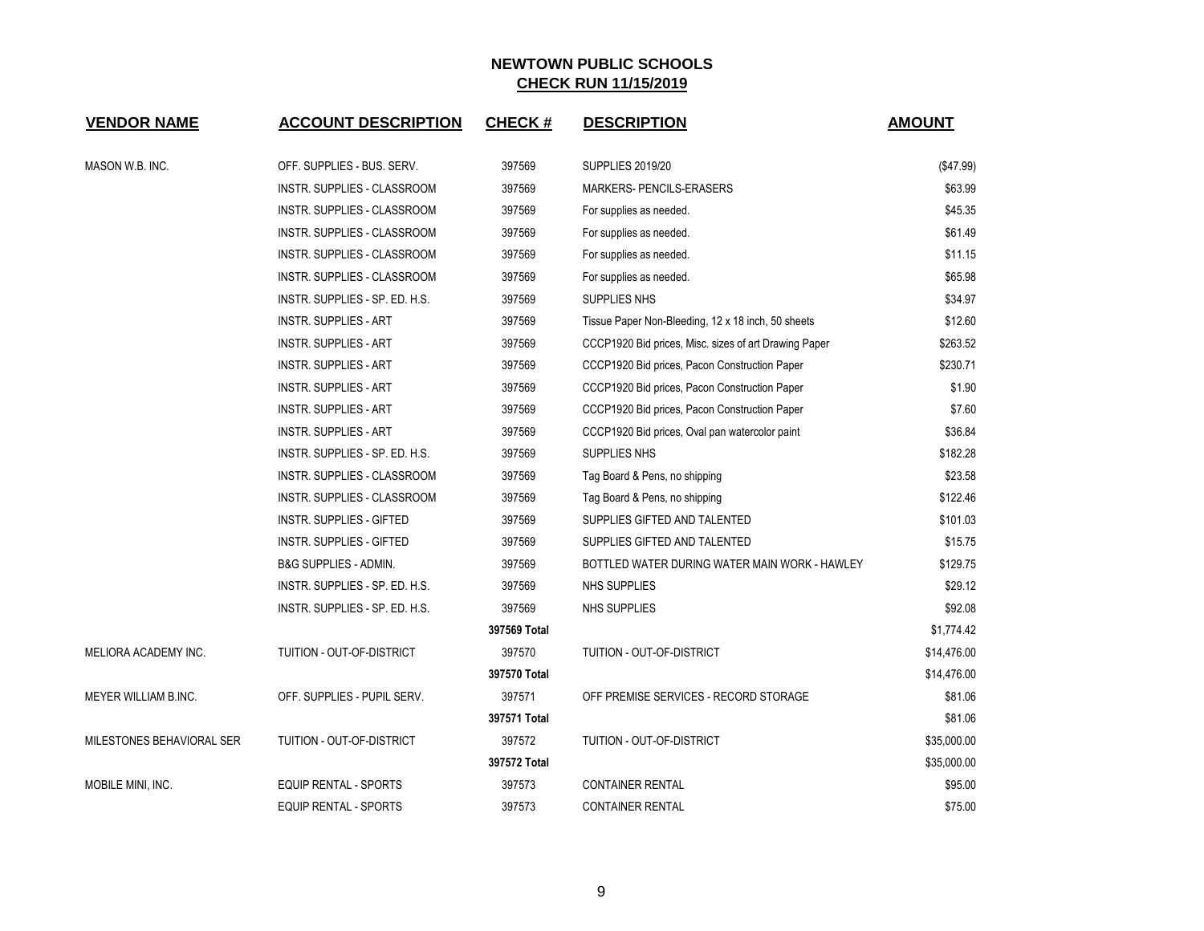# NEWTOWN PUBLIC SCHOOLS
## CHECK RUN 11/15/2019

| VENDOR NAME | ACCOUNT DESCRIPTION | CHECK # | DESCRIPTION | AMOUNT |
|---|---|---|---|---|
| MASON W.B. INC. | OFF. SUPPLIES - BUS. SERV. | 397569 | SUPPLIES 2019/20 | ($47.99) |
| | INSTR. SUPPLIES - CLASSROOM | 397569 | MARKERS- PENCILS-ERASERS | $63.99 |
| | INSTR. SUPPLIES - CLASSROOM | 397569 | For supplies as needed. | $45.35 |
| | INSTR. SUPPLIES - CLASSROOM | 397569 | For supplies as needed. | $61.49 |
| | INSTR. SUPPLIES - CLASSROOM | 397569 | For supplies as needed. | $11.15 |
| | INSTR. SUPPLIES - CLASSROOM | 397569 | For supplies as needed. | $65.98 |
| | INSTR. SUPPLIES - SP. ED. H.S. | 397569 | SUPPLIES NHS | $34.97 |
| | INSTR. SUPPLIES - ART | 397569 | Tissue Paper Non-Bleeding, 12 x 18 inch, 50 sheets | $12.60 |
| | INSTR. SUPPLIES - ART | 397569 | CCCP1920 Bid prices, Misc. sizes of art Drawing Paper | $263.52 |
| | INSTR. SUPPLIES - ART | 397569 | CCCP1920 Bid prices, Pacon Construction Paper | $230.71 |
| | INSTR. SUPPLIES - ART | 397569 | CCCP1920 Bid prices, Pacon Construction Paper | $1.90 |
| | INSTR. SUPPLIES - ART | 397569 | CCCP1920 Bid prices, Pacon Construction Paper | $7.60 |
| | INSTR. SUPPLIES - ART | 397569 | CCCP1920 Bid prices, Oval pan watercolor paint | $36.84 |
| | INSTR. SUPPLIES - SP. ED. H.S. | 397569 | SUPPLIES NHS | $182.28 |
| | INSTR. SUPPLIES - CLASSROOM | 397569 | Tag Board & Pens, no shipping | $23.58 |
| | INSTR. SUPPLIES - CLASSROOM | 397569 | Tag Board & Pens, no shipping | $122.46 |
| | INSTR. SUPPLIES - GIFTED | 397569 | SUPPLIES GIFTED AND TALENTED | $101.03 |
| | INSTR. SUPPLIES - GIFTED | 397569 | SUPPLIES GIFTED AND TALENTED | $15.75 |
| | B&G SUPPLIES - ADMIN. | 397569 | BOTTLED WATER DURING WATER MAIN WORK - HAWLEY | $129.75 |
| | INSTR. SUPPLIES - SP. ED. H.S. | 397569 | NHS SUPPLIES | $29.12 |
| | INSTR. SUPPLIES - SP. ED. H.S. | 397569 | NHS SUPPLIES | $92.08 |
| | | **397569 Total** | | $1,774.42 |
| MELIORA ACADEMY INC. | TUITION - OUT-OF-DISTRICT | 397570 | TUITION - OUT-OF-DISTRICT | $14,476.00 |
| | | **397570 Total** | | $14,476.00 |
| MEYER WILLIAM B.INC. | OFF. SUPPLIES - PUPIL SERV. | 397571 | OFF PREMISE SERVICES - RECORD STORAGE | $81.06 |
| | | **397571 Total** | | $81.06 |
| MILESTONES BEHAVIORAL SER | TUITION - OUT-OF-DISTRICT | 397572 | TUITION - OUT-OF-DISTRICT | $35,000.00 |
| | | **397572 Total** | | $35,000.00 |
| MOBILE MINI, INC. | EQUIP RENTAL - SPORTS | 397573 | CONTAINER RENTAL | $95.00 |
| | EQUIP RENTAL - SPORTS | 397573 | CONTAINER RENTAL | $75.00 |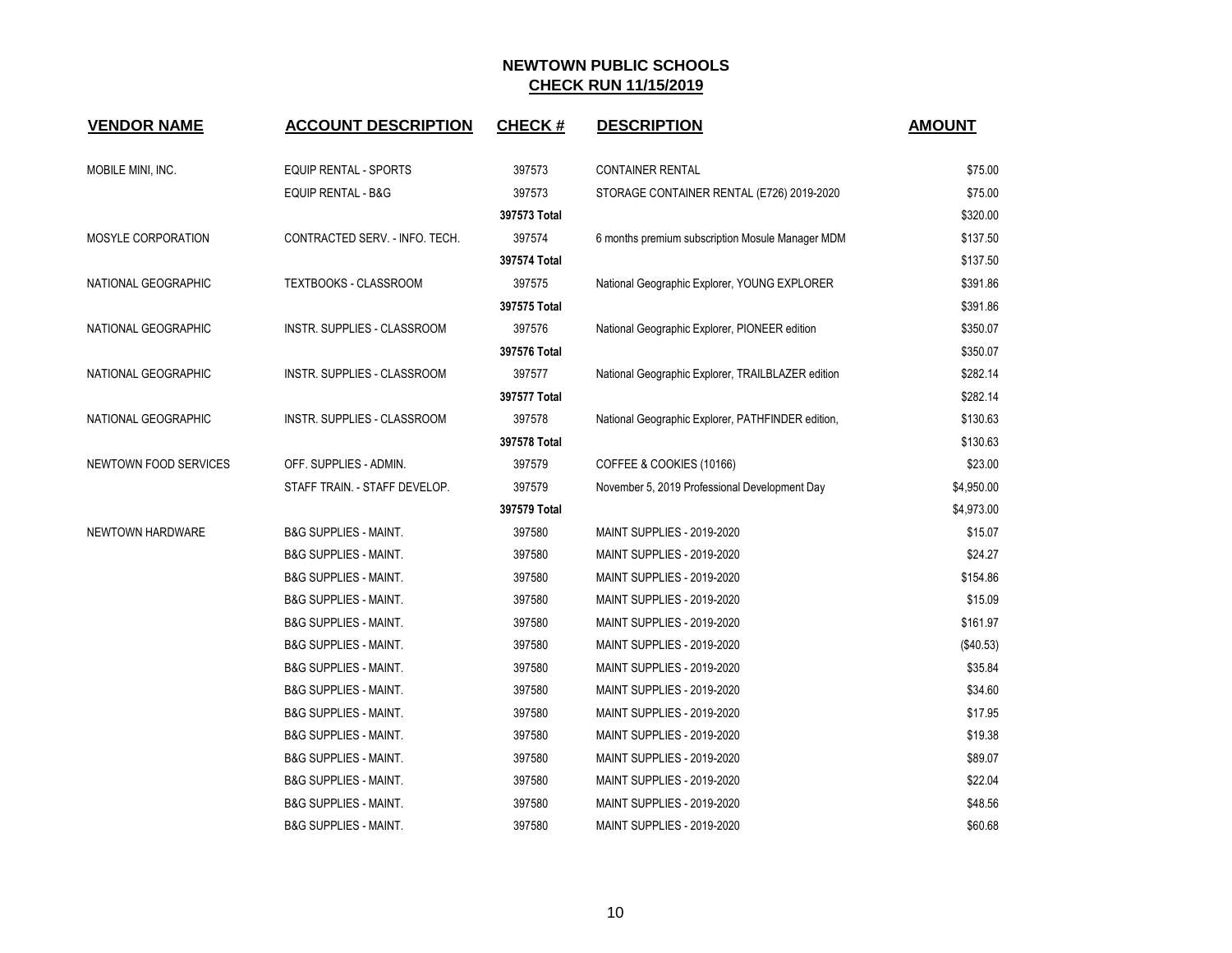# NEWTOWN PUBLIC SCHOOLS

## CHECK RUN 11/15/2019

| VENDOR NAME | ACCOUNT DESCRIPTION | CHECK # | DESCRIPTION | AMOUNT |
|---|---|---|---|---|
| MOBILE MINI, INC. | EQUIP RENTAL - SPORTS | 397573 | CONTAINER RENTAL | $75.00 |
| | EQUIP RENTAL - B&G | 397573 | STORAGE CONTAINER RENTAL (E726) 2019-2020 | $75.00 |
| | | **397573 Total** | | $320.00 |
| MOSYLE CORPORATION | CONTRACTED SERV. - INFO. TECH. | 397574 | 6 months premium subscription Mosule Manager MDM | $137.50 |
| | | **397574 Total** | | $137.50 |
| NATIONAL GEOGRAPHIC | TEXTBOOKS - CLASSROOM | 397575 | National Geographic Explorer, YOUNG EXPLORER | $391.86 |
| | | **397575 Total** | | $391.86 |
| NATIONAL GEOGRAPHIC | INSTR. SUPPLIES - CLASSROOM | 397576 | National Geographic Explorer, PIONEER edition | $350.07 |
| | | **397576 Total** | | $350.07 |
| NATIONAL GEOGRAPHIC | INSTR. SUPPLIES - CLASSROOM | 397577 | National Geographic Explorer, TRAILBLAZER edition | $282.14 |
| | | **397577 Total** | | $282.14 |
| NATIONAL GEOGRAPHIC | INSTR. SUPPLIES - CLASSROOM | 397578 | National Geographic Explorer, PATHFINDER edition, | $130.63 |
| | | **397578 Total** | | $130.63 |
| NEWTOWN FOOD SERVICES | OFF. SUPPLIES - ADMIN. | 397579 | COFFEE & COOKIES (10166) | $23.00 |
| | STAFF TRAIN. - STAFF DEVELOP. | 397579 | November 5, 2019 Professional Development Day | $4,950.00 |
| | | **397579 Total** | | $4,973.00 |
| NEWTOWN HARDWARE | B&G SUPPLIES - MAINT. | 397580 | MAINT SUPPLIES - 2019-2020 | $15.07 |
| | B&G SUPPLIES - MAINT. | 397580 | MAINT SUPPLIES - 2019-2020 | $24.27 |
| | B&G SUPPLIES - MAINT. | 397580 | MAINT SUPPLIES - 2019-2020 | $154.86 |
| | B&G SUPPLIES - MAINT. | 397580 | MAINT SUPPLIES - 2019-2020 | $15.09 |
| | B&G SUPPLIES - MAINT. | 397580 | MAINT SUPPLIES - 2019-2020 | $161.97 |
| | B&G SUPPLIES - MAINT. | 397580 | MAINT SUPPLIES - 2019-2020 | ($40.53) |
| | B&G SUPPLIES - MAINT. | 397580 | MAINT SUPPLIES - 2019-2020 | $35.84 |
| | B&G SUPPLIES - MAINT. | 397580 | MAINT SUPPLIES - 2019-2020 | $34.60 |
| | B&G SUPPLIES - MAINT. | 397580 | MAINT SUPPLIES - 2019-2020 | $17.95 |
| | B&G SUPPLIES - MAINT. | 397580 | MAINT SUPPLIES - 2019-2020 | $19.38 |
| | B&G SUPPLIES - MAINT. | 397580 | MAINT SUPPLIES - 2019-2020 | $89.07 |
| | B&G SUPPLIES - MAINT. | 397580 | MAINT SUPPLIES - 2019-2020 | $22.04 |
| | B&G SUPPLIES - MAINT. | 397580 | MAINT SUPPLIES - 2019-2020 | $48.56 |
| | B&G SUPPLIES - MAINT. | 397580 | MAINT SUPPLIES - 2019-2020 | $60.68 |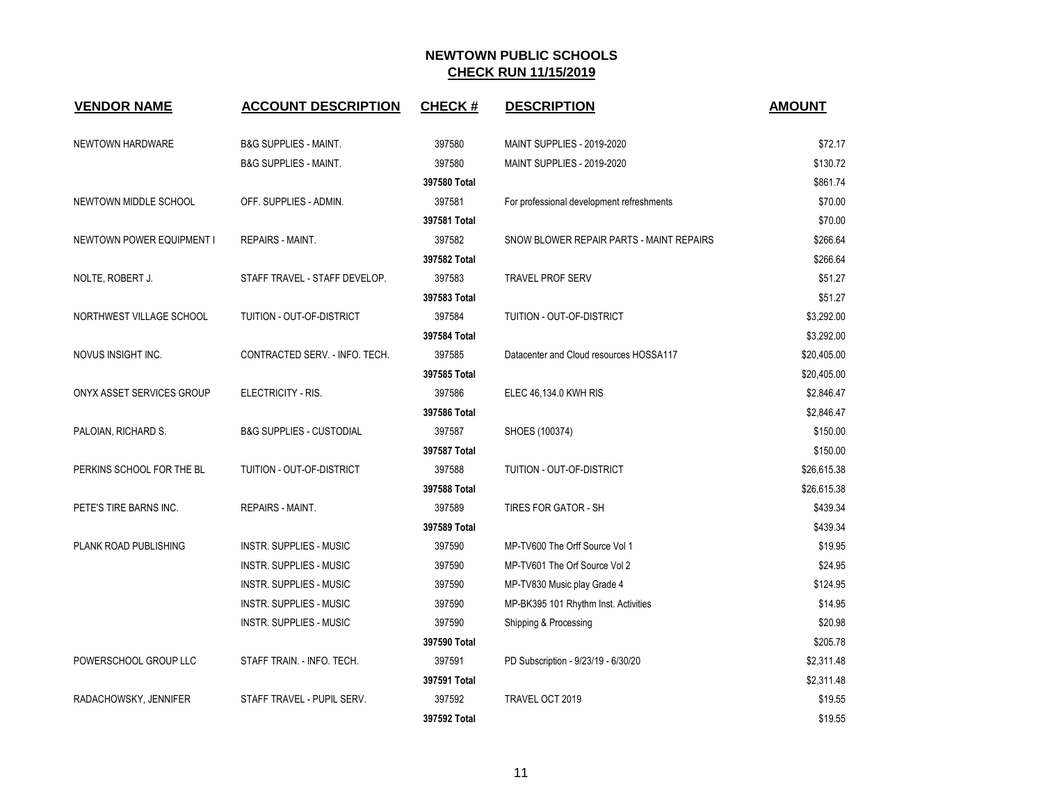# NEWTOWN PUBLIC SCHOOLS

## CHECK RUN 11/15/2019

| VENDOR NAME | ACCOUNT DESCRIPTION | CHECK # | DESCRIPTION | AMOUNT |
|---|---|---|---|---|
| NEWTOWN HARDWARE | B&G SUPPLIES - MAINT. | 397580 | MAINT SUPPLIES - 2019-2020 | $72.17 |
| | B&G SUPPLIES - MAINT. | 397580 | MAINT SUPPLIES - 2019-2020 | $130.72 |
| | | **397580 Total** | | $861.74 |
| NEWTOWN MIDDLE SCHOOL | OFF. SUPPLIES - ADMIN. | 397581 | For professional development refreshments | $70.00 |
| | | **397581 Total** | | $70.00 |
| NEWTOWN POWER EQUIPMENT I | REPAIRS - MAINT. | 397582 | SNOW BLOWER REPAIR PARTS - MAINT REPAIRS | $266.64 |
| | | **397582 Total** | | $266.64 |
| NOLTE, ROBERT J. | STAFF TRAVEL - STAFF DEVELOP. | 397583 | TRAVEL PROF SERV | $51.27 |
| | | **397583 Total** | | $51.27 |
| NORTHWEST VILLAGE SCHOOL | TUITION - OUT-OF-DISTRICT | 397584 | TUITION - OUT-OF-DISTRICT | $3,292.00 |
| | | **397584 Total** | | $3,292.00 |
| NOVUS INSIGHT INC. | CONTRACTED SERV. - INFO. TECH. | 397585 | Datacenter and Cloud resources HOSSA117 | $20,405.00 |
| | | **397585 Total** | | $20,405.00 |
| ONYX ASSET SERVICES GROUP | ELECTRICITY - RIS. | 397586 | ELEC 46,134.0 KWH RIS | $2,846.47 |
| | | **397586 Total** | | $2,846.47 |
| PALOIAN, RICHARD S. | B&G SUPPLIES - CUSTODIAL | 397587 | SHOES (100374) | $150.00 |
| | | **397587 Total** | | $150.00 |
| PERKINS SCHOOL FOR THE BL | TUITION - OUT-OF-DISTRICT | 397588 | TUITION - OUT-OF-DISTRICT | $26,615.38 |
| | | **397588 Total** | | $26,615.38 |
| PETE'S TIRE BARNS INC. | REPAIRS - MAINT. | 397589 | TIRES FOR GATOR - SH | $439.34 |
| | | **397589 Total** | | $439.34 |
| PLANK ROAD PUBLISHING | INSTR. SUPPLIES - MUSIC | 397590 | MP-TV600 The Orff Source Vol 1 | $19.95 |
| | INSTR. SUPPLIES - MUSIC | 397590 | MP-TV601 The Orf Source Vol 2 | $24.95 |
| | INSTR. SUPPLIES - MUSIC | 397590 | MP-TV830 Music play Grade 4 | $124.95 |
| | INSTR. SUPPLIES - MUSIC | 397590 | MP-BK395 101 Rhythm Inst. Activities | $14.95 |
| | INSTR. SUPPLIES - MUSIC | 397590 | Shipping & Processing | $20.98 |
| | | **397590 Total** | | $205.78 |
| POWERSCHOOL GROUP LLC | STAFF TRAIN. - INFO. TECH. | 397591 | PD Subscription - 9/23/19 - 6/30/20 | $2,311.48 |
| | | **397591 Total** | | $2,311.48 |
| RADACHOWSKY, JENNIFER | STAFF TRAVEL - PUPIL SERV. | 397592 | TRAVEL OCT 2019 | $19.55 |
| | | **397592 Total** | | $19.55 |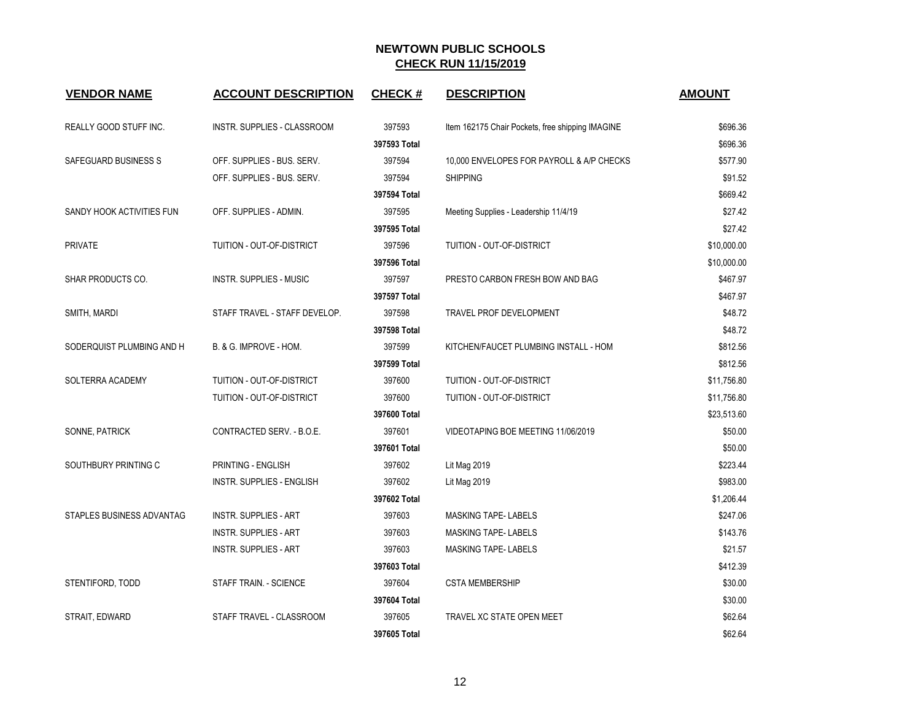# NEWTOWN PUBLIC SCHOOLS
## CHECK RUN 11/15/2019

| VENDOR NAME | ACCOUNT DESCRIPTION | CHECK # | DESCRIPTION | AMOUNT |
|---|---|---|---|---|
| REALLY GOOD STUFF INC. | INSTR. SUPPLIES - CLASSROOM | 397593 | Item 162175 Chair Pockets, free shipping IMAGINE | $696.36 |
| | | **397593 Total** | | $696.36 |
| SAFEGUARD BUSINESS S | OFF. SUPPLIES - BUS. SERV. | 397594 | 10,000 ENVELOPES FOR PAYROLL & A/P CHECKS | $577.90 |
| | OFF. SUPPLIES - BUS. SERV. | 397594 | SHIPPING | $91.52 |
| | | **397594 Total** | | $669.42 |
| SANDY HOOK ACTIVITIES FUN | OFF. SUPPLIES - ADMIN. | 397595 | Meeting Supplies - Leadership 11/4/19 | $27.42 |
| | | **397595 Total** | | $27.42 |
| PRIVATE | TUITION - OUT-OF-DISTRICT | 397596 | TUITION - OUT-OF-DISTRICT | $10,000.00 |
| | | **397596 Total** | | $10,000.00 |
| SHAR PRODUCTS CO. | INSTR. SUPPLIES - MUSIC | 397597 | PRESTO CARBON FRESH BOW AND BAG | $467.97 |
| | | **397597 Total** | | $467.97 |
| SMITH, MARDI | STAFF TRAVEL - STAFF DEVELOP. | 397598 | TRAVEL PROF DEVELOPMENT | $48.72 |
| | | **397598 Total** | | $48.72 |
| SODERQUIST PLUMBING AND H | B. & G. IMPROVE - HOM. | 397599 | KITCHEN/FAUCET PLUMBING INSTALL - HOM | $812.56 |
| | | **397599 Total** | | $812.56 |
| SOLTERRA ACADEMY | TUITION - OUT-OF-DISTRICT | 397600 | TUITION - OUT-OF-DISTRICT | $11,756.80 |
| | TUITION - OUT-OF-DISTRICT | 397600 | TUITION - OUT-OF-DISTRICT | $11,756.80 |
| | | **397600 Total** | | $23,513.60 |
| SONNE, PATRICK | CONTRACTED SERV. - B.O.E. | 397601 | VIDEOTAPING BOE MEETING 11/06/2019 | $50.00 |
| | | **397601 Total** | | $50.00 |
| SOUTHBURY PRINTING C | PRINTING - ENGLISH | 397602 | Lit Mag 2019 | $223.44 |
| | INSTR. SUPPLIES - ENGLISH | 397602 | Lit Mag 2019 | $983.00 |
| | | **397602 Total** | | $1,206.44 |
| STAPLES BUSINESS ADVANTAG | INSTR. SUPPLIES - ART | 397603 | MASKING TAPE- LABELS | $247.06 |
| | INSTR. SUPPLIES - ART | 397603 | MASKING TAPE- LABELS | $143.76 |
| | INSTR. SUPPLIES - ART | 397603 | MASKING TAPE- LABELS | $21.57 |
| | | **397603 Total** | | $412.39 |
| STENTIFORD, TODD | STAFF TRAIN. - SCIENCE | 397604 | CSTA MEMBERSHIP | $30.00 |
| | | **397604 Total** | | $30.00 |
| STRAIT, EDWARD | STAFF TRAVEL - CLASSROOM | 397605 | TRAVEL XC STATE OPEN MEET | $62.64 |
| | | **397605 Total** | | $62.64 |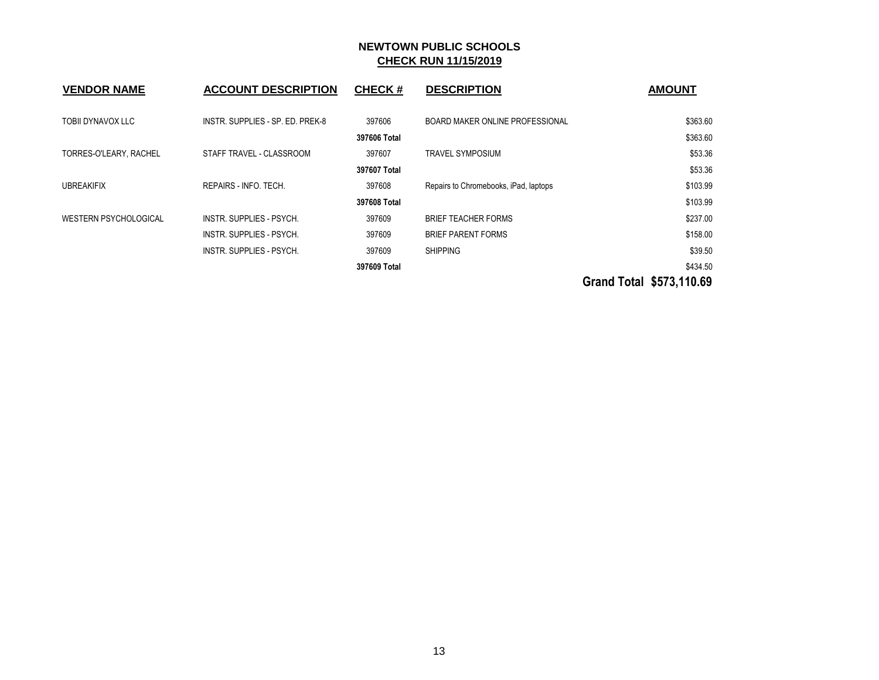**NEWTOWN PUBLIC SCHOOLS**
**CHECK RUN 11/15/2019**

| VENDOR NAME | ACCOUNT DESCRIPTION | CHECK # | DESCRIPTION | AMOUNT |
|---|---|---|---|---|
| TOBII DYNAVOX LLC | INSTR. SUPPLIES - SP. ED. PREK-8 | 397606 | BOARD MAKER ONLINE PROFESSIONAL | $363.60 |
| | | **397606 Total** | | $363.60 |
| TORRES-O'LEARY, RACHEL | STAFF TRAVEL - CLASSROOM | 397607 | TRAVEL SYMPOSIUM | $53.36 |
| | | **397607 Total** | | $53.36 |
| UBREAKIFIX | REPAIRS - INFO. TECH. | 397608 | Repairs to Chromebooks, iPad, laptops | $103.99 |
| | | **397608 Total** | | $103.99 |
| WESTERN PSYCHOLOGICAL | INSTR. SUPPLIES - PSYCH. | 397609 | BRIEF TEACHER FORMS | $237.00 |
| | INSTR. SUPPLIES - PSYCH. | 397609 | BRIEF PARENT FORMS | $158.00 |
| | INSTR. SUPPLIES - PSYCH. | 397609 | SHIPPING | $39.50 |
| | | **397609 Total** | | $434.50 |
| | | | **Grand Total** | **$573,110.69** |